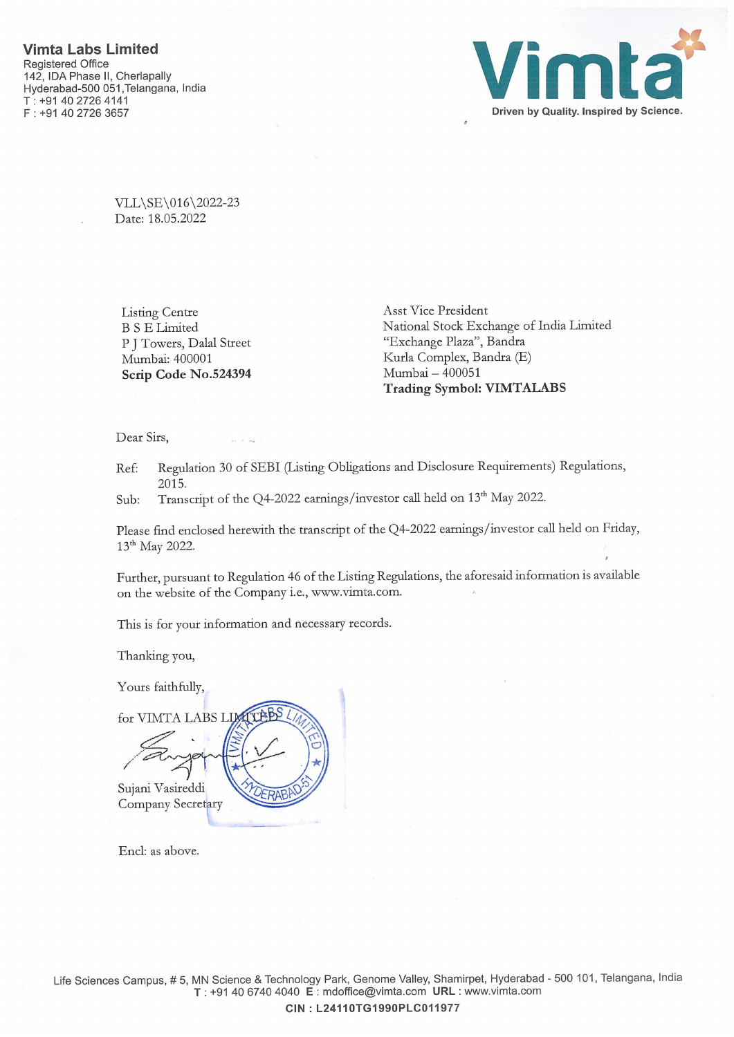**Vimta Labs Limited**
Registered Office
142, IDA Phase II, Cherlapally
Hyderabad-500 051,Telangana, India
T : +91 40 2726 4141
F : +91 40 2726 3657

Vimta
Driven by Quality. Inspired by Science.

VLL\SE\016\2022-23
Date: 18.05.2022

Listing Centre
B S E Limited
P J Towers, Dalal Street
Mumbai: 400001
**Scrip Code No.524394**

Asst Vice President
National Stock Exchange of India Limited
"Exchange Plaza", Bandra
Kurla Complex, Bandra (E)
Mumbai – 400051
**Trading Symbol: VIMTALABS**

Dear Sirs,

Ref: Regulation 30 of SEBI (Listing Obligations and Disclosure Requirements) Regulations, 2015.

Sub: Transcript of the Q4-2022 earnings/investor call held on 13th May 2022.

Please find enclosed herewith the transcript of the Q4-2022 earnings/investor call held on Friday, 13th May 2022.

Further, pursuant to Regulation 46 of the Listing Regulations, the aforesaid information is available on the website of the Company i.e., www.vimta.com.

This is for your information and necessary records.

Thanking you,

Yours faithfully,

for VIMTA LABS LIMITED

Sujani Vasireddi
Company Secretary

Encl: as above.

Life Sciences Campus, # 5, MN Science & Technology Park, Genome Valley, Shamirpet, Hyderabad - 500 101, Telangana, India
T : +91 40 6740 4040 E : mdoffice@vimta.com URL : www.vimta.com

**CIN : L24110TG1990PLC011977**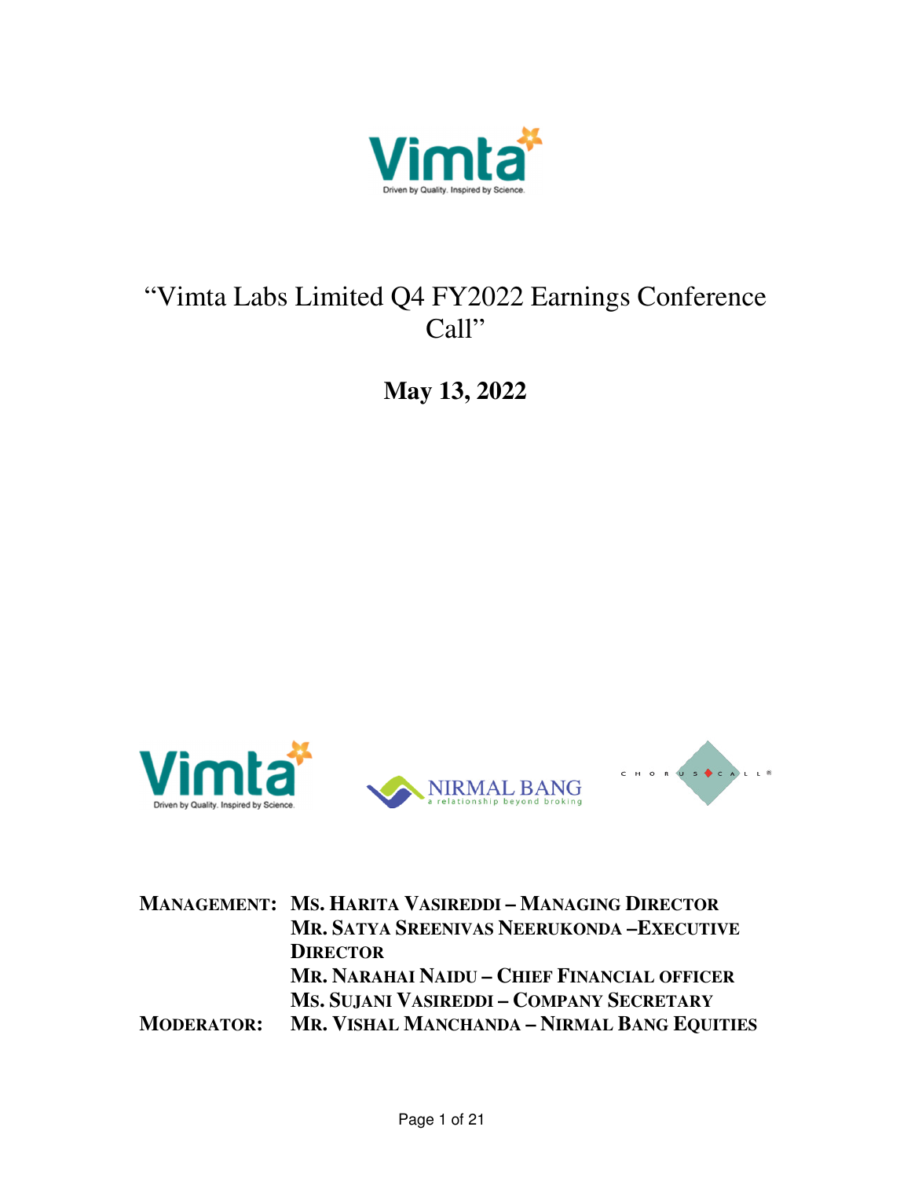# "Vimta Labs Limited Q4 FY2022 Earnings Conference Call"

**May 13, 2022**

| | |
|---|---|
| **MANAGEMENT:** | **MS. HARITA VASIREDDI – MANAGING DIRECTOR** |
| | **MR. SATYA SREENIVAS NEERUKONDA –EXECUTIVE DIRECTOR** |
| | **MR. NARAHAI NAIDU – CHIEF FINANCIAL OFFICER** |
| | **MS. SUJANI VASIREDDI – COMPANY SECRETARY** |
| **MODERATOR:** | **MR. VISHAL MANCHANDA – NIRMAL BANG EQUITIES** |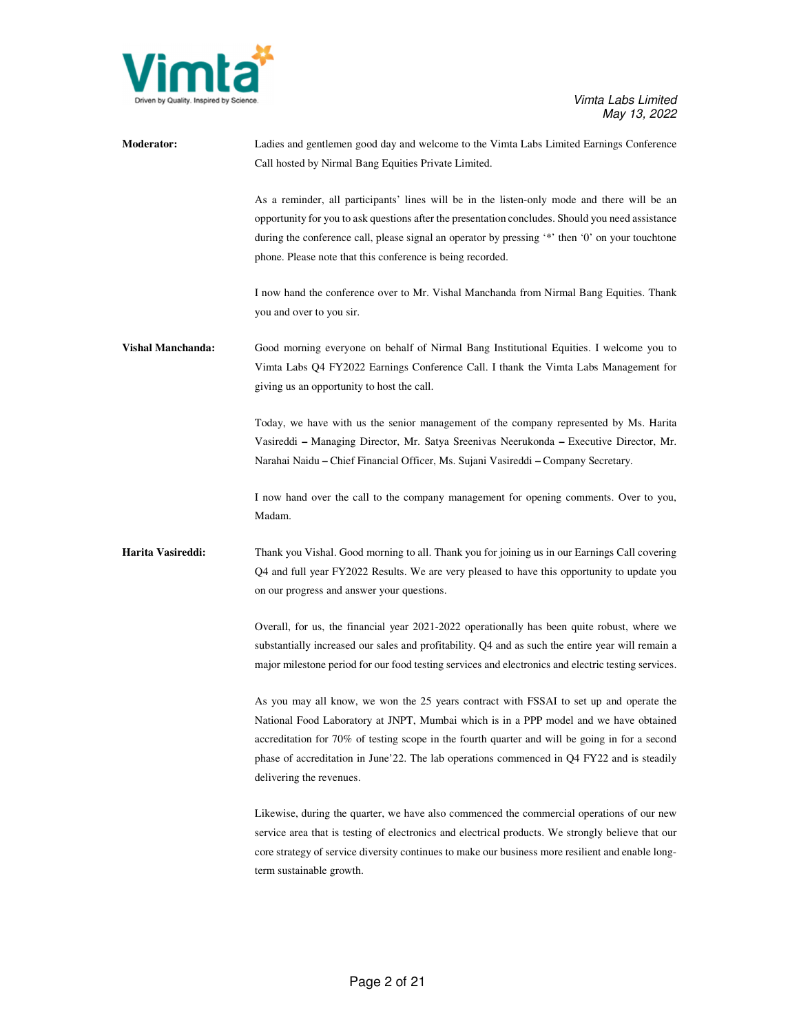**Moderator:** Ladies and gentlemen good day and welcome to the Vimta Labs Limited Earnings Conference Call hosted by Nirmal Bang Equities Private Limited.

As a reminder, all participants' lines will be in the listen-only mode and there will be an opportunity for you to ask questions after the presentation concludes. Should you need assistance during the conference call, please signal an operator by pressing '*' then '0' on your touchtone phone. Please note that this conference is being recorded.

I now hand the conference over to Mr. Vishal Manchanda from Nirmal Bang Equities. Thank you and over to you sir.

**Vishal Manchanda:** Good morning everyone on behalf of Nirmal Bang Institutional Equities. I welcome you to Vimta Labs Q4 FY2022 Earnings Conference Call. I thank the Vimta Labs Management for giving us an opportunity to host the call.

Today, we have with us the senior management of the company represented by Ms. Harita Vasireddi – Managing Director, Mr. Satya Sreenivas Neerukonda – Executive Director, Mr. Narahai Naidu – Chief Financial Officer, Ms. Sujani Vasireddi – Company Secretary.

I now hand over the call to the company management for opening comments. Over to you, Madam.

**Harita Vasireddi:** Thank you Vishal. Good morning to all. Thank you for joining us in our Earnings Call covering Q4 and full year FY2022 Results. We are very pleased to have this opportunity to update you on our progress and answer your questions.

Overall, for us, the financial year 2021-2022 operationally has been quite robust, where we substantially increased our sales and profitability. Q4 and as such the entire year will remain a major milestone period for our food testing services and electronics and electric testing services.

As you may all know, we won the 25 years contract with FSSAI to set up and operate the National Food Laboratory at JNPT, Mumbai which is in a PPP model and we have obtained accreditation for 70% of testing scope in the fourth quarter and will be going in for a second phase of accreditation in June'22. The lab operations commenced in Q4 FY22 and is steadily delivering the revenues.

Likewise, during the quarter, we have also commenced the commercial operations of our new service area that is testing of electronics and electrical products. We strongly believe that our core strategy of service diversity continues to make our business more resilient and enable long-term sustainable growth.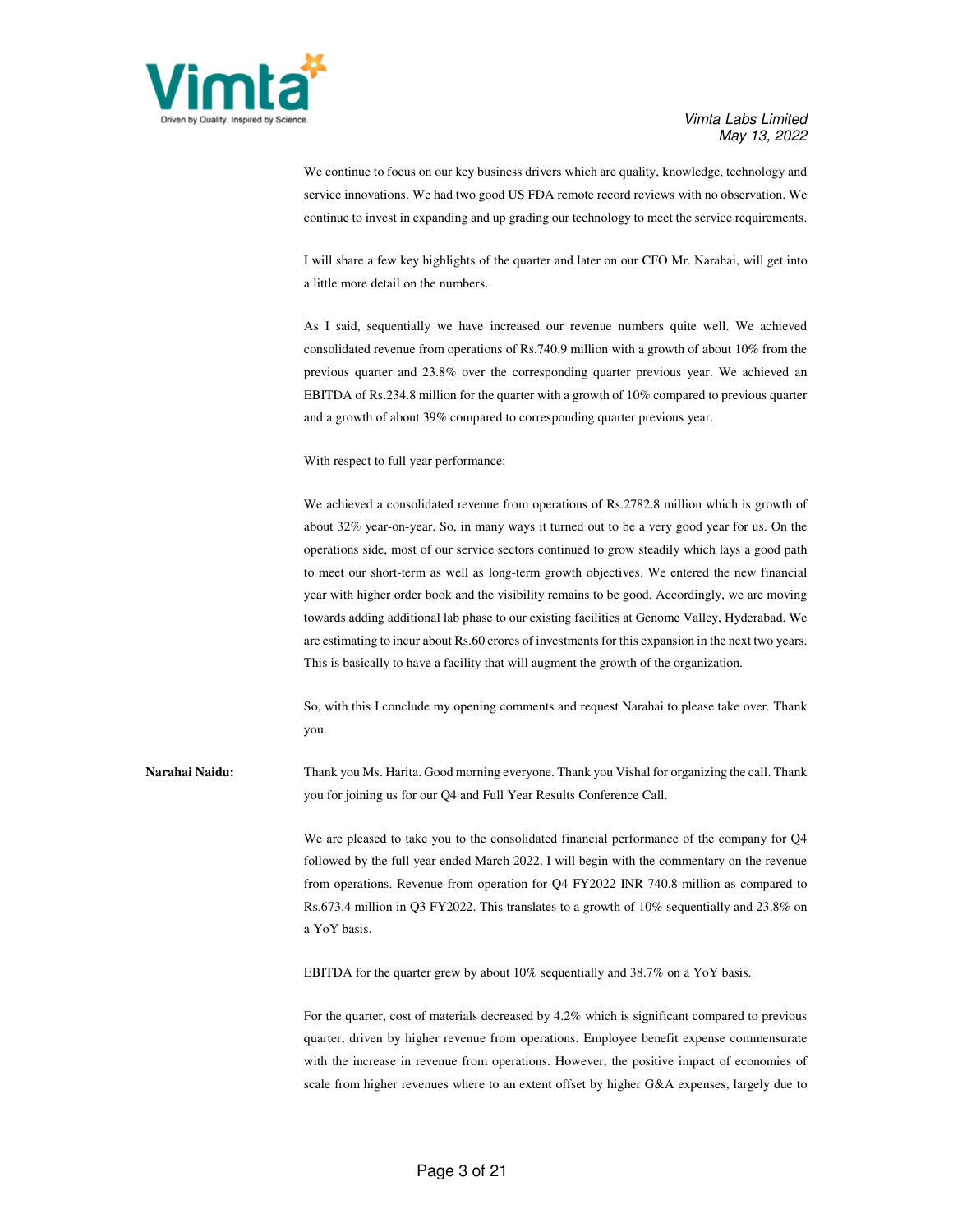We continue to focus on our key business drivers which are quality, knowledge, technology and service innovations. We had two good US FDA remote record reviews with no observation. We continue to invest in expanding and up grading our technology to meet the service requirements.

I will share a few key highlights of the quarter and later on our CFO Mr. Narahai, will get into a little more detail on the numbers.

As I said, sequentially we have increased our revenue numbers quite well. We achieved consolidated revenue from operations of Rs.740.9 million with a growth of about 10% from the previous quarter and 23.8% over the corresponding quarter previous year. We achieved an EBITDA of Rs.234.8 million for the quarter with a growth of 10% compared to previous quarter and a growth of about 39% compared to corresponding quarter previous year.

With respect to full year performance:

We achieved a consolidated revenue from operations of Rs.2782.8 million which is growth of about 32% year-on-year. So, in many ways it turned out to be a very good year for us. On the operations side, most of our service sectors continued to grow steadily which lays a good path to meet our short-term as well as long-term growth objectives. We entered the new financial year with higher order book and the visibility remains to be good. Accordingly, we are moving towards adding additional lab phase to our existing facilities at Genome Valley, Hyderabad. We are estimating to incur about Rs.60 crores of investments for this expansion in the next two years. This is basically to have a facility that will augment the growth of the organization.

So, with this I conclude my opening comments and request Narahai to please take over. Thank you.

**Narahai Naidu:** Thank you Ms. Harita. Good morning everyone. Thank you Vishal for organizing the call. Thank you for joining us for our Q4 and Full Year Results Conference Call.

We are pleased to take you to the consolidated financial performance of the company for Q4 followed by the full year ended March 2022. I will begin with the commentary on the revenue from operations. Revenue from operation for Q4 FY2022 INR 740.8 million as compared to Rs.673.4 million in Q3 FY2022. This translates to a growth of 10% sequentially and 23.8% on a YoY basis.

EBITDA for the quarter grew by about 10% sequentially and 38.7% on a YoY basis.

For the quarter, cost of materials decreased by 4.2% which is significant compared to previous quarter, driven by higher revenue from operations. Employee benefit expense commensurate with the increase in revenue from operations. However, the positive impact of economies of scale from higher revenues where to an extent offset by higher G&A expenses, largely due to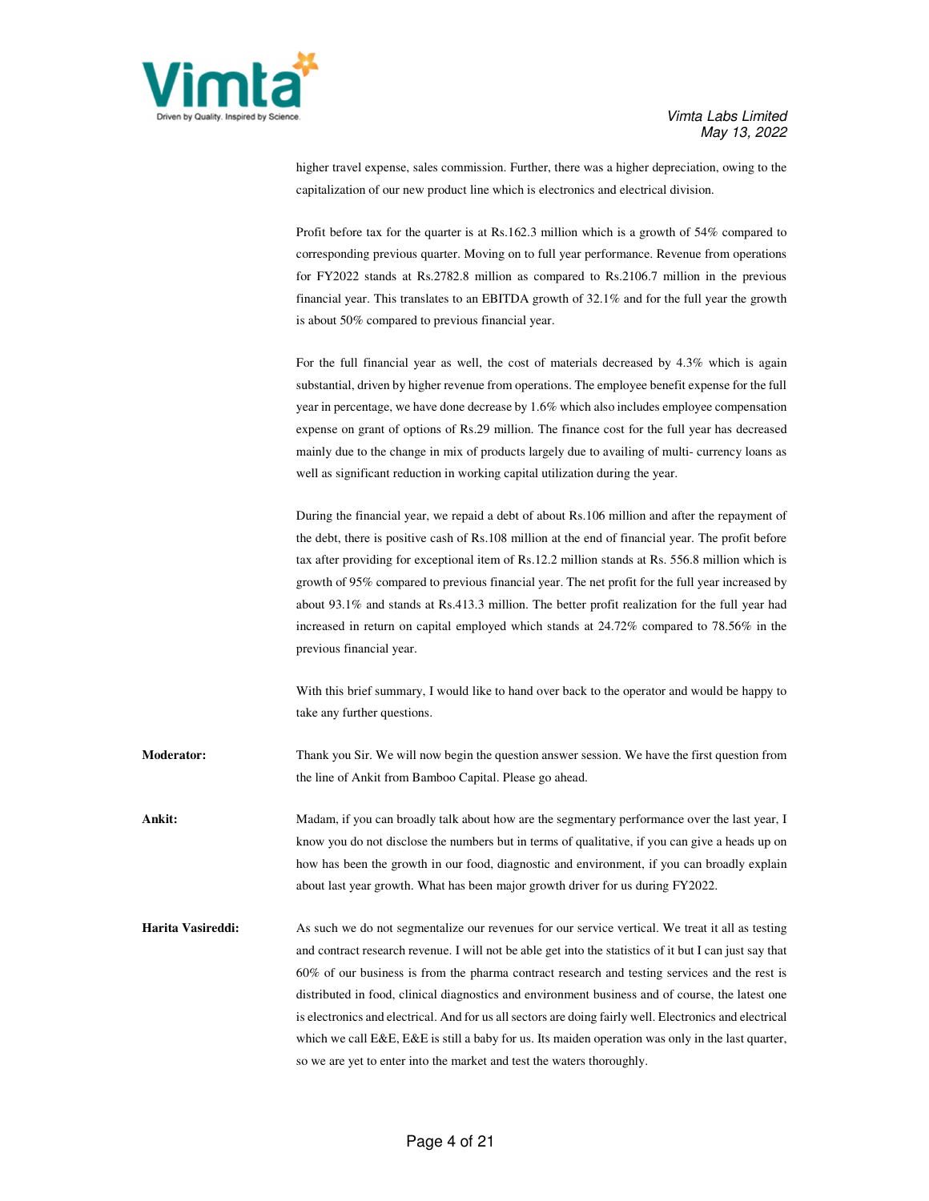higher travel expense, sales commission. Further, there was a higher depreciation, owing to the capitalization of our new product line which is electronics and electrical division.

Profit before tax for the quarter is at Rs.162.3 million which is a growth of 54% compared to corresponding previous quarter. Moving on to full year performance. Revenue from operations for FY2022 stands at Rs.2782.8 million as compared to Rs.2106.7 million in the previous financial year. This translates to an EBITDA growth of 32.1% and for the full year the growth is about 50% compared to previous financial year.

For the full financial year as well, the cost of materials decreased by 4.3% which is again substantial, driven by higher revenue from operations. The employee benefit expense for the full year in percentage, we have done decrease by 1.6% which also includes employee compensation expense on grant of options of Rs.29 million. The finance cost for the full year has decreased mainly due to the change in mix of products largely due to availing of multi- currency loans as well as significant reduction in working capital utilization during the year.

During the financial year, we repaid a debt of about Rs.106 million and after the repayment of the debt, there is positive cash of Rs.108 million at the end of financial year. The profit before tax after providing for exceptional item of Rs.12.2 million stands at Rs. 556.8 million which is growth of 95% compared to previous financial year. The net profit for the full year increased by about 93.1% and stands at Rs.413.3 million. The better profit realization for the full year had increased in return on capital employed which stands at 24.72% compared to 78.56% in the previous financial year.

With this brief summary, I would like to hand over back to the operator and would be happy to take any further questions.

**Moderator:** Thank you Sir. We will now begin the question answer session. We have the first question from the line of Ankit from Bamboo Capital. Please go ahead.

**Ankit:** Madam, if you can broadly talk about how are the segmentary performance over the last year, I know you do not disclose the numbers but in terms of qualitative, if you can give a heads up on how has been the growth in our food, diagnostic and environment, if you can broadly explain about last year growth. What has been major growth driver for us during FY2022.

**Harita Vasireddi:** As such we do not segmentalize our revenues for our service vertical. We treat it all as testing and contract research revenue. I will not be able get into the statistics of it but I can just say that 60% of our business is from the pharma contract research and testing services and the rest is distributed in food, clinical diagnostics and environment business and of course, the latest one is electronics and electrical. And for us all sectors are doing fairly well. Electronics and electrical which we call E&E, E&E is still a baby for us. Its maiden operation was only in the last quarter, so we are yet to enter into the market and test the waters thoroughly.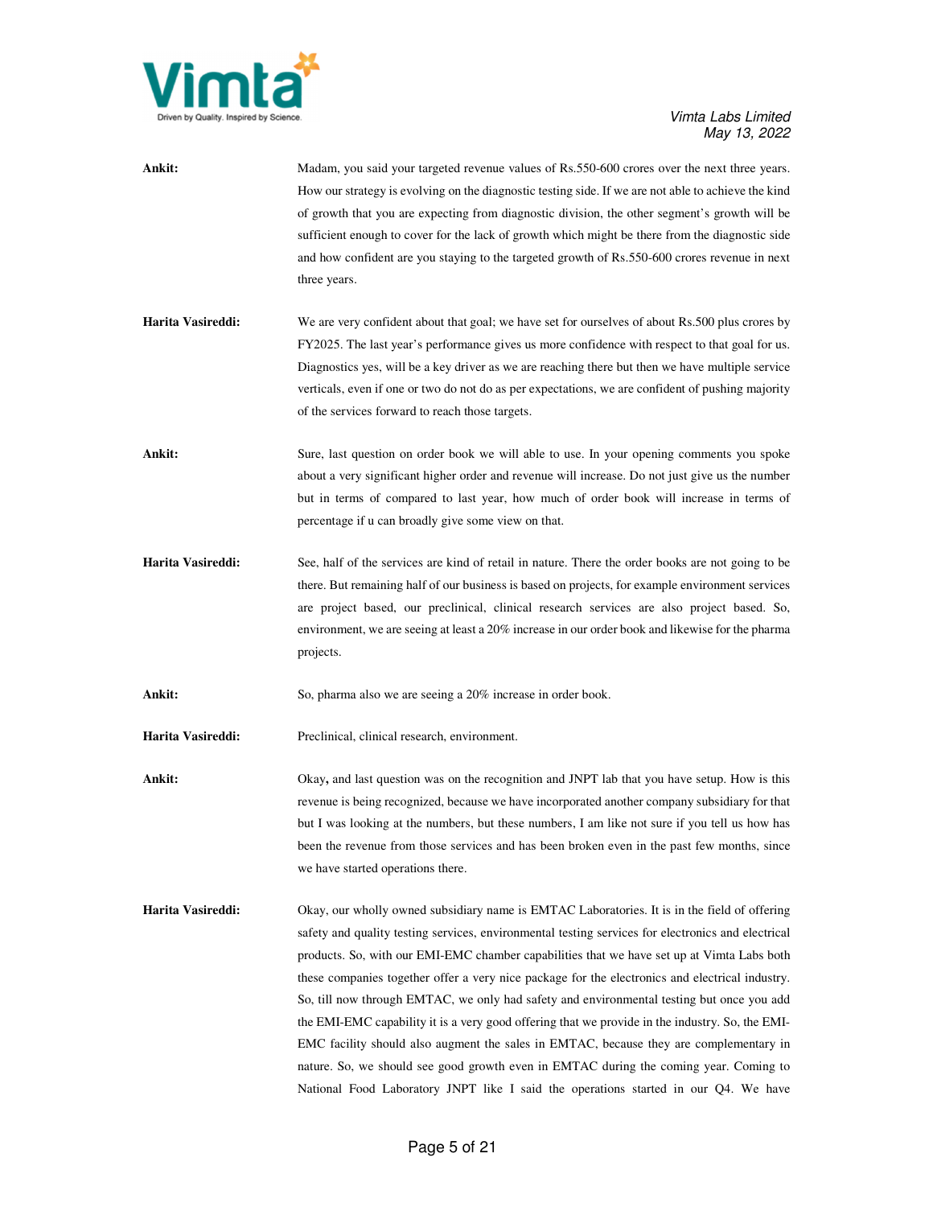**Ankit:** Madam, you said your targeted revenue values of Rs.550-600 crores over the next three years. How our strategy is evolving on the diagnostic testing side. If we are not able to achieve the kind of growth that you are expecting from diagnostic division, the other segment's growth will be sufficient enough to cover for the lack of growth which might be there from the diagnostic side and how confident are you staying to the targeted growth of Rs.550-600 crores revenue in next three years.

**Harita Vasireddi:** We are very confident about that goal; we have set for ourselves of about Rs.500 plus crores by FY2025. The last year's performance gives us more confidence with respect to that goal for us. Diagnostics yes, will be a key driver as we are reaching there but then we have multiple service verticals, even if one or two do not do as per expectations, we are confident of pushing majority of the services forward to reach those targets.

**Ankit:** Sure, last question on order book we will able to use. In your opening comments you spoke about a very significant higher order and revenue will increase. Do not just give us the number but in terms of compared to last year, how much of order book will increase in terms of percentage if u can broadly give some view on that.

**Harita Vasireddi:** See, half of the services are kind of retail in nature. There the order books are not going to be there. But remaining half of our business is based on projects, for example environment services are project based, our preclinical, clinical research services are also project based. So, environment, we are seeing at least a 20% increase in our order book and likewise for the pharma projects.

**Ankit:** So, pharma also we are seeing a 20% increase in order book.

**Harita Vasireddi:** Preclinical, clinical research, environment.

**Ankit:** Okay**,** and last question was on the recognition and JNPT lab that you have setup. How is this revenue is being recognized, because we have incorporated another company subsidiary for that but I was looking at the numbers, but these numbers, I am like not sure if you tell us how has been the revenue from those services and has been broken even in the past few months, since we have started operations there.

**Harita Vasireddi:** Okay, our wholly owned subsidiary name is EMTAC Laboratories. It is in the field of offering safety and quality testing services, environmental testing services for electronics and electrical products. So, with our EMI-EMC chamber capabilities that we have set up at Vimta Labs both these companies together offer a very nice package for the electronics and electrical industry. So, till now through EMTAC, we only had safety and environmental testing but once you add the EMI-EMC capability it is a very good offering that we provide in the industry. So, the EMI-EMC facility should also augment the sales in EMTAC, because they are complementary in nature. So, we should see good growth even in EMTAC during the coming year. Coming to National Food Laboratory JNPT like I said the operations started in our Q4. We have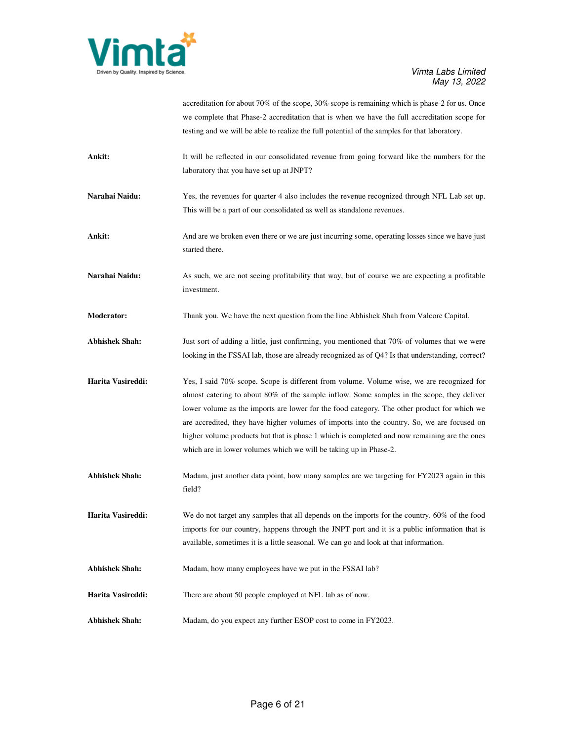accreditation for about 70% of the scope, 30% scope is remaining which is phase-2 for us. Once we complete that Phase-2 accreditation that is when we have the full accreditation scope for testing and we will be able to realize the full potential of the samples for that laboratory.

**Ankit:** It will be reflected in our consolidated revenue from going forward like the numbers for the laboratory that you have set up at JNPT?

**Narahai Naidu:** Yes, the revenues for quarter 4 also includes the revenue recognized through NFL Lab set up. This will be a part of our consolidated as well as standalone revenues.

**Ankit:** And are we broken even there or we are just incurring some, operating losses since we have just started there.

**Narahai Naidu:** As such, we are not seeing profitability that way, but of course we are expecting a profitable investment.

**Moderator:** Thank you. We have the next question from the line Abhishek Shah from Valcore Capital.

**Abhishek Shah:** Just sort of adding a little, just confirming, you mentioned that 70% of volumes that we were looking in the FSSAI lab, those are already recognized as of Q4? Is that understanding, correct?

**Harita Vasireddi:** Yes, I said 70% scope. Scope is different from volume. Volume wise, we are recognized for almost catering to about 80% of the sample inflow. Some samples in the scope, they deliver lower volume as the imports are lower for the food category. The other product for which we are accredited, they have higher volumes of imports into the country. So, we are focused on higher volume products but that is phase 1 which is completed and now remaining are the ones which are in lower volumes which we will be taking up in Phase-2.

**Abhishek Shah:** Madam, just another data point, how many samples are we targeting for FY2023 again in this field?

**Harita Vasireddi:** We do not target any samples that all depends on the imports for the country. 60% of the food imports for our country, happens through the JNPT port and it is a public information that is available, sometimes it is a little seasonal. We can go and look at that information.

**Abhishek Shah:** Madam, how many employees have we put in the FSSAI lab?

**Harita Vasireddi:** There are about 50 people employed at NFL lab as of now.

**Abhishek Shah:** Madam, do you expect any further ESOP cost to come in FY2023.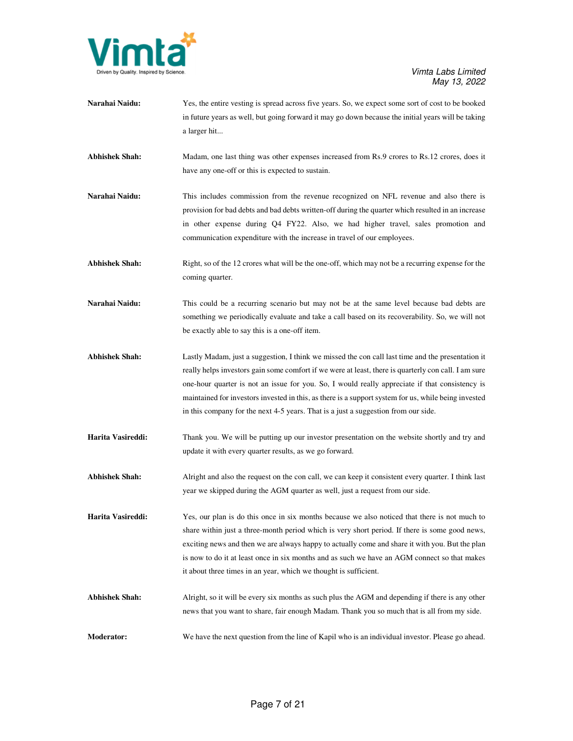**Narahai Naidu:** Yes, the entire vesting is spread across five years. So, we expect some sort of cost to be booked in future years as well, but going forward it may go down because the initial years will be taking a larger hit...

**Abhishek Shah:** Madam, one last thing was other expenses increased from Rs.9 crores to Rs.12 crores, does it have any one-off or this is expected to sustain.

**Narahai Naidu:** This includes commission from the revenue recognized on NFL revenue and also there is provision for bad debts and bad debts written-off during the quarter which resulted in an increase in other expense during Q4 FY22. Also, we had higher travel, sales promotion and communication expenditure with the increase in travel of our employees.

**Abhishek Shah:** Right, so of the 12 crores what will be the one-off, which may not be a recurring expense for the coming quarter.

**Narahai Naidu:** This could be a recurring scenario but may not be at the same level because bad debts are something we periodically evaluate and take a call based on its recoverability. So, we will not be exactly able to say this is a one-off item.

**Abhishek Shah:** Lastly Madam, just a suggestion, I think we missed the con call last time and the presentation it really helps investors gain some comfort if we were at least, there is quarterly con call. I am sure one-hour quarter is not an issue for you. So, I would really appreciate if that consistency is maintained for investors invested in this, as there is a support system for us, while being invested in this company for the next 4-5 years. That is a just a suggestion from our side.

**Harita Vasireddi:** Thank you. We will be putting up our investor presentation on the website shortly and try and update it with every quarter results, as we go forward.

**Abhishek Shah:** Alright and also the request on the con call, we can keep it consistent every quarter. I think last year we skipped during the AGM quarter as well, just a request from our side.

**Harita Vasireddi:** Yes, our plan is do this once in six months because we also noticed that there is not much to share within just a three-month period which is very short period. If there is some good news, exciting news and then we are always happy to actually come and share it with you. But the plan is now to do it at least once in six months and as such we have an AGM connect so that makes it about three times in an year, which we thought is sufficient.

**Abhishek Shah:** Alright, so it will be every six months as such plus the AGM and depending if there is any other news that you want to share, fair enough Madam. Thank you so much that is all from my side.

**Moderator:** We have the next question from the line of Kapil who is an individual investor. Please go ahead.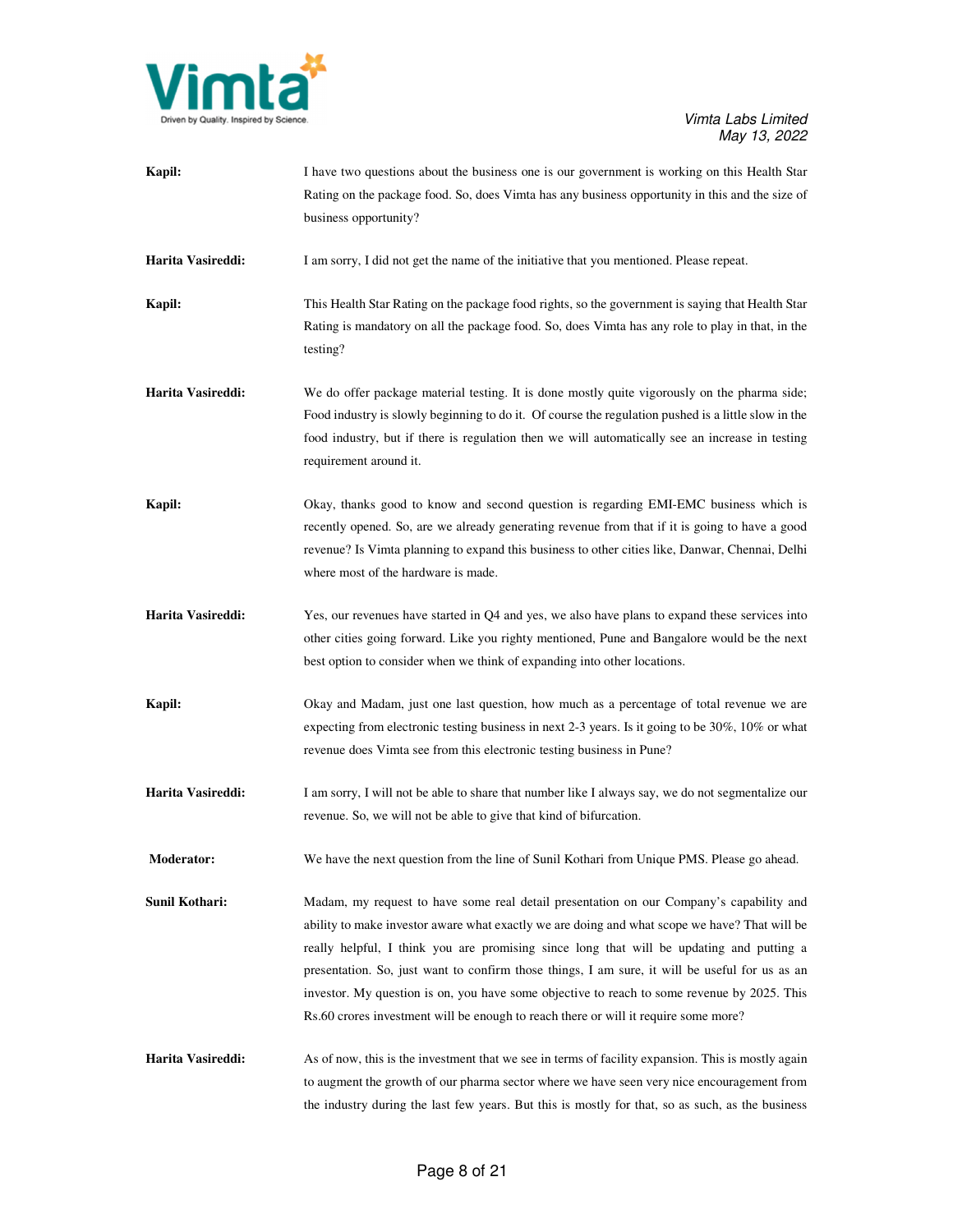**Kapil:** I have two questions about the business one is our government is working on this Health Star Rating on the package food. So, does Vimta has any business opportunity in this and the size of business opportunity?

**Harita Vasireddi:** I am sorry, I did not get the name of the initiative that you mentioned. Please repeat.

**Kapil:** This Health Star Rating on the package food rights, so the government is saying that Health Star Rating is mandatory on all the package food. So, does Vimta has any role to play in that, in the testing?

**Harita Vasireddi:** We do offer package material testing. It is done mostly quite vigorously on the pharma side; Food industry is slowly beginning to do it. Of course the regulation pushed is a little slow in the food industry, but if there is regulation then we will automatically see an increase in testing requirement around it.

**Kapil:** Okay, thanks good to know and second question is regarding EMI-EMC business which is recently opened. So, are we already generating revenue from that if it is going to have a good revenue? Is Vimta planning to expand this business to other cities like, Danwar, Chennai, Delhi where most of the hardware is made.

**Harita Vasireddi:** Yes, our revenues have started in Q4 and yes, we also have plans to expand these services into other cities going forward. Like you righty mentioned, Pune and Bangalore would be the next best option to consider when we think of expanding into other locations.

**Kapil:** Okay and Madam, just one last question, how much as a percentage of total revenue we are expecting from electronic testing business in next 2-3 years. Is it going to be 30%, 10% or what revenue does Vimta see from this electronic testing business in Pune?

**Harita Vasireddi:** I am sorry, I will not be able to share that number like I always say, we do not segmentalize our revenue. So, we will not be able to give that kind of bifurcation.

**Moderator:** We have the next question from the line of Sunil Kothari from Unique PMS. Please go ahead.

**Sunil Kothari:** Madam, my request to have some real detail presentation on our Company's capability and ability to make investor aware what exactly we are doing and what scope we have? That will be really helpful, I think you are promising since long that will be updating and putting a presentation. So, just want to confirm those things, I am sure, it will be useful for us as an investor. My question is on, you have some objective to reach to some revenue by 2025. This Rs.60 crores investment will be enough to reach there or will it require some more?

**Harita Vasireddi:** As of now, this is the investment that we see in terms of facility expansion. This is mostly again to augment the growth of our pharma sector where we have seen very nice encouragement from the industry during the last few years. But this is mostly for that, so as such, as the business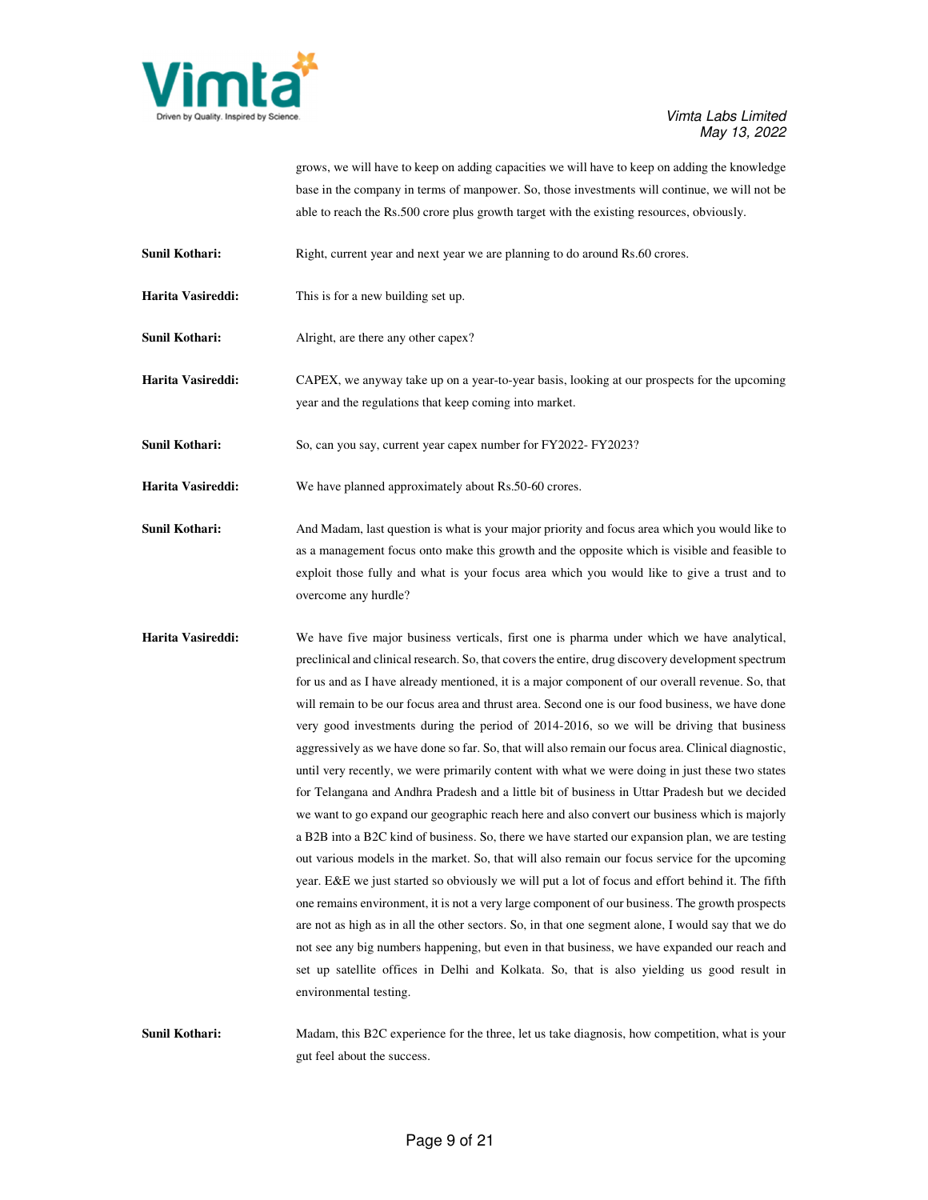grows, we will have to keep on adding capacities we will have to keep on adding the knowledge base in the company in terms of manpower. So, those investments will continue, we will not be able to reach the Rs.500 crore plus growth target with the existing resources, obviously.

**Sunil Kothari:** Right, current year and next year we are planning to do around Rs.60 crores.

**Harita Vasireddi:** This is for a new building set up.

**Sunil Kothari:** Alright, are there any other capex?

**Harita Vasireddi:** CAPEX, we anyway take up on a year-to-year basis, looking at our prospects for the upcoming year and the regulations that keep coming into market.

**Sunil Kothari:** So, can you say, current year capex number for FY2022- FY2023?

**Harita Vasireddi:** We have planned approximately about Rs.50-60 crores.

**Sunil Kothari:** And Madam, last question is what is your major priority and focus area which you would like to as a management focus onto make this growth and the opposite which is visible and feasible to exploit those fully and what is your focus area which you would like to give a trust and to overcome any hurdle?

**Harita Vasireddi:** We have five major business verticals, first one is pharma under which we have analytical, preclinical and clinical research. So, that covers the entire, drug discovery development spectrum for us and as I have already mentioned, it is a major component of our overall revenue. So, that will remain to be our focus area and thrust area. Second one is our food business, we have done very good investments during the period of 2014-2016, so we will be driving that business aggressively as we have done so far. So, that will also remain our focus area. Clinical diagnostic, until very recently, we were primarily content with what we were doing in just these two states for Telangana and Andhra Pradesh and a little bit of business in Uttar Pradesh but we decided we want to go expand our geographic reach here and also convert our business which is majorly a B2B into a B2C kind of business. So, there we have started our expansion plan, we are testing out various models in the market. So, that will also remain our focus service for the upcoming year. E&E we just started so obviously we will put a lot of focus and effort behind it. The fifth one remains environment, it is not a very large component of our business. The growth prospects are not as high as in all the other sectors. So, in that one segment alone, I would say that we do not see any big numbers happening, but even in that business, we have expanded our reach and set up satellite offices in Delhi and Kolkata. So, that is also yielding us good result in environmental testing.

**Sunil Kothari:** Madam, this B2C experience for the three, let us take diagnosis, how competition, what is your gut feel about the success.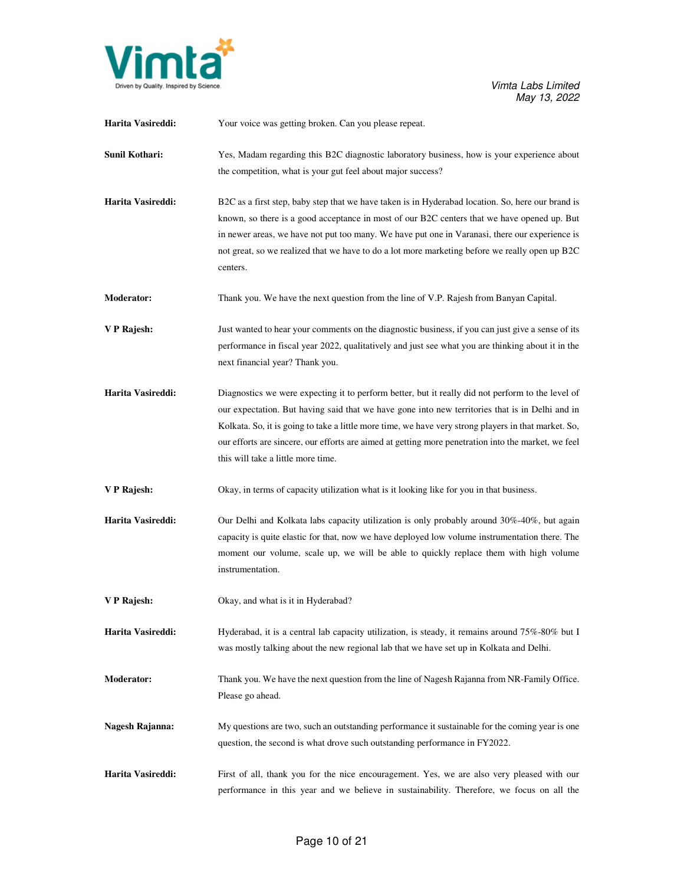**Harita Vasireddi:** Your voice was getting broken. Can you please repeat.

**Sunil Kothari:** Yes, Madam regarding this B2C diagnostic laboratory business, how is your experience about the competition, what is your gut feel about major success?

**Harita Vasireddi:** B2C as a first step, baby step that we have taken is in Hyderabad location. So, here our brand is known, so there is a good acceptance in most of our B2C centers that we have opened up. But in newer areas, we have not put too many. We have put one in Varanasi, there our experience is not great, so we realized that we have to do a lot more marketing before we really open up B2C centers.

**Moderator:** Thank you. We have the next question from the line of V.P. Rajesh from Banyan Capital.

**V P Rajesh:** Just wanted to hear your comments on the diagnostic business, if you can just give a sense of its performance in fiscal year 2022, qualitatively and just see what you are thinking about it in the next financial year? Thank you.

**Harita Vasireddi:** Diagnostics we were expecting it to perform better, but it really did not perform to the level of our expectation. But having said that we have gone into new territories that is in Delhi and in Kolkata. So, it is going to take a little more time, we have very strong players in that market. So, our efforts are sincere, our efforts are aimed at getting more penetration into the market, we feel this will take a little more time.

**V P Rajesh:** Okay, in terms of capacity utilization what is it looking like for you in that business.

**Harita Vasireddi:** Our Delhi and Kolkata labs capacity utilization is only probably around 30%-40%, but again capacity is quite elastic for that, now we have deployed low volume instrumentation there. The moment our volume, scale up, we will be able to quickly replace them with high volume instrumentation.

**V P Rajesh:** Okay, and what is it in Hyderabad?

**Harita Vasireddi:** Hyderabad, it is a central lab capacity utilization, is steady, it remains around 75%-80% but I was mostly talking about the new regional lab that we have set up in Kolkata and Delhi.

**Moderator:** Thank you. We have the next question from the line of Nagesh Rajanna from NR-Family Office. Please go ahead.

**Nagesh Rajanna:** My questions are two, such an outstanding performance it sustainable for the coming year is one question, the second is what drove such outstanding performance in FY2022.

**Harita Vasireddi:** First of all, thank you for the nice encouragement. Yes, we are also very pleased with our performance in this year and we believe in sustainability. Therefore, we focus on all the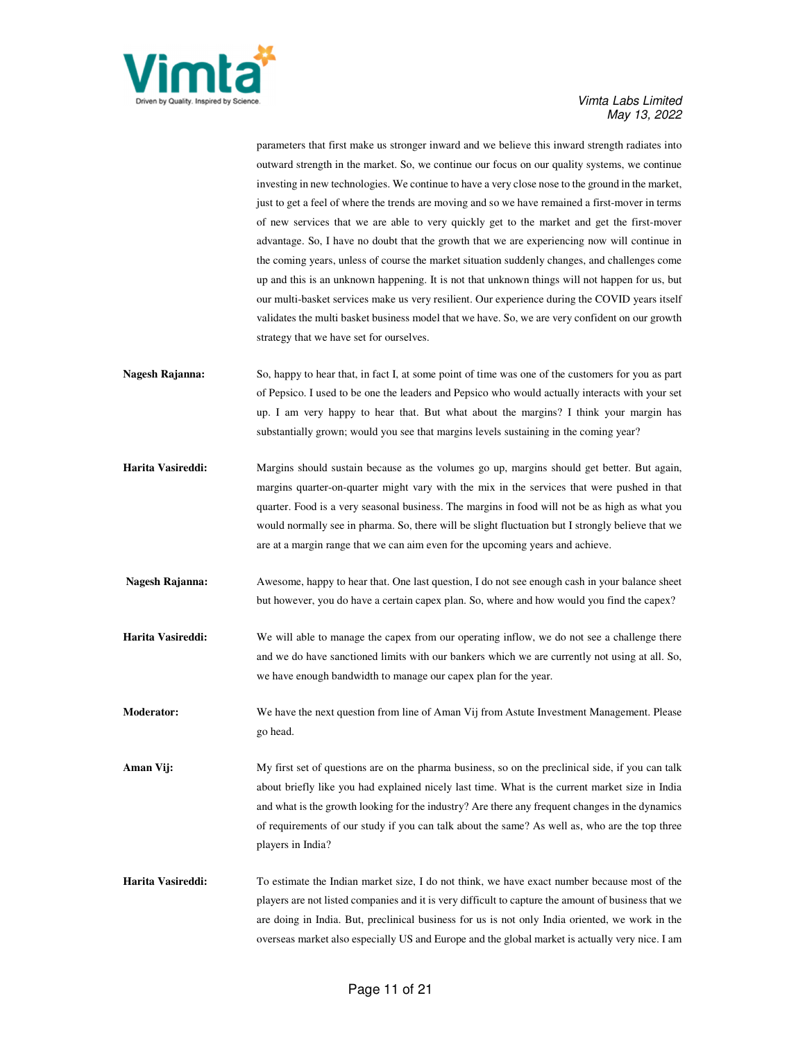parameters that first make us stronger inward and we believe this inward strength radiates into outward strength in the market. So, we continue our focus on our quality systems, we continue investing in new technologies. We continue to have a very close nose to the ground in the market, just to get a feel of where the trends are moving and so we have remained a first-mover in terms of new services that we are able to very quickly get to the market and get the first-mover advantage. So, I have no doubt that the growth that we are experiencing now will continue in the coming years, unless of course the market situation suddenly changes, and challenges come up and this is an unknown happening. It is not that unknown things will not happen for us, but our multi-basket services make us very resilient. Our experience during the COVID years itself validates the multi basket business model that we have. So, we are very confident on our growth strategy that we have set for ourselves.

**Nagesh Rajanna:** So, happy to hear that, in fact I, at some point of time was one of the customers for you as part of Pepsico. I used to be one the leaders and Pepsico who would actually interacts with your set up. I am very happy to hear that. But what about the margins? I think your margin has substantially grown; would you see that margins levels sustaining in the coming year?

**Harita Vasireddi:** Margins should sustain because as the volumes go up, margins should get better. But again, margins quarter-on-quarter might vary with the mix in the services that were pushed in that quarter. Food is a very seasonal business. The margins in food will not be as high as what you would normally see in pharma. So, there will be slight fluctuation but I strongly believe that we are at a margin range that we can aim even for the upcoming years and achieve.

**Nagesh Rajanna:** Awesome, happy to hear that. One last question, I do not see enough cash in your balance sheet but however, you do have a certain capex plan. So, where and how would you find the capex?

**Harita Vasireddi:** We will able to manage the capex from our operating inflow, we do not see a challenge there and we do have sanctioned limits with our bankers which we are currently not using at all. So, we have enough bandwidth to manage our capex plan for the year.

**Moderator:** We have the next question from line of Aman Vij from Astute Investment Management. Please go head.

**Aman Vij:** My first set of questions are on the pharma business, so on the preclinical side, if you can talk about briefly like you had explained nicely last time. What is the current market size in India and what is the growth looking for the industry? Are there any frequent changes in the dynamics of requirements of our study if you can talk about the same? As well as, who are the top three players in India?

**Harita Vasireddi:** To estimate the Indian market size, I do not think, we have exact number because most of the players are not listed companies and it is very difficult to capture the amount of business that we are doing in India. But, preclinical business for us is not only India oriented, we work in the overseas market also especially US and Europe and the global market is actually very nice. I am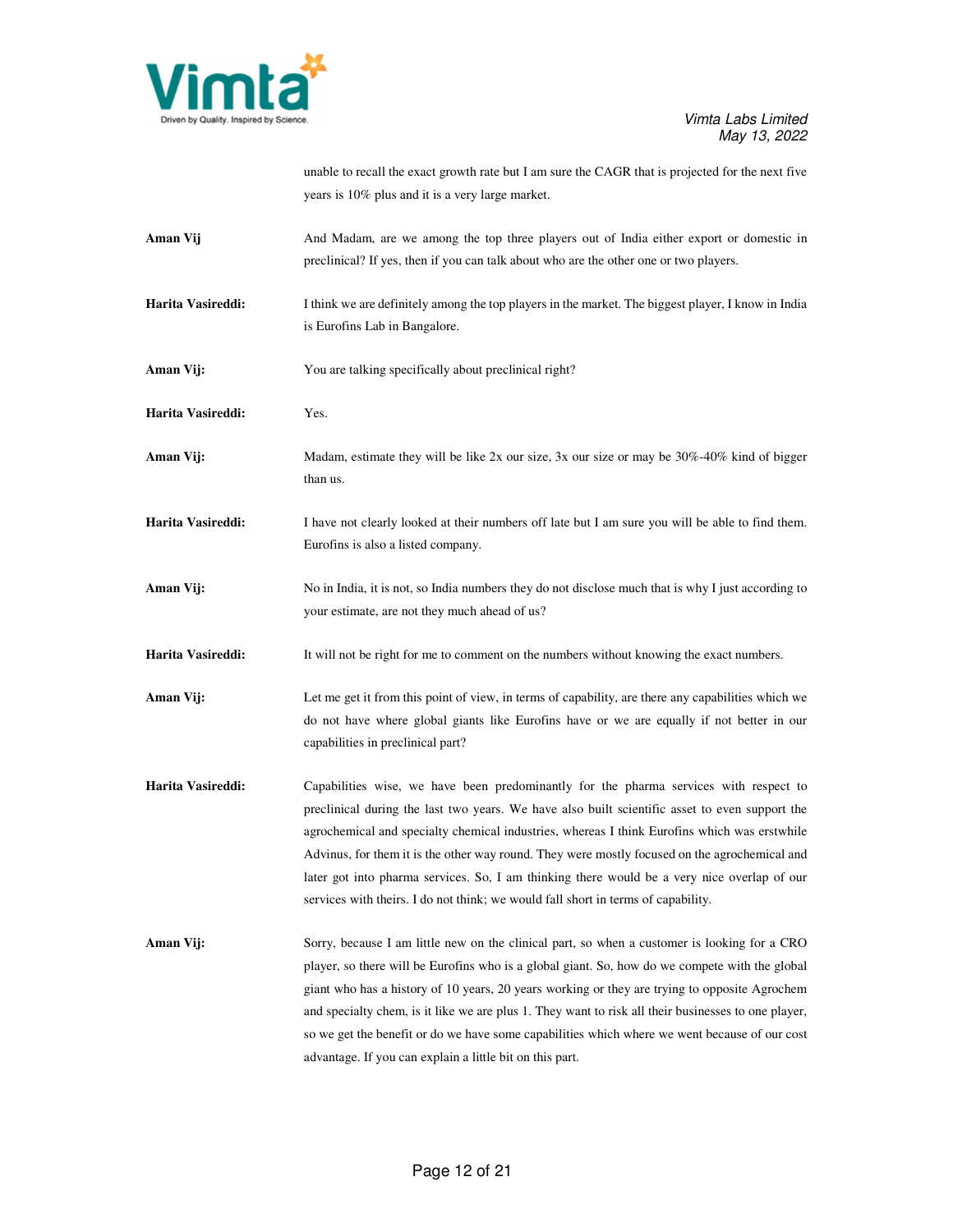unable to recall the exact growth rate but I am sure the CAGR that is projected for the next five years is 10% plus and it is a very large market.

**Aman Vij** And Madam, are we among the top three players out of India either export or domestic in preclinical? If yes, then if you can talk about who are the other one or two players.

**Harita Vasireddi:** I think we are definitely among the top players in the market. The biggest player, I know in India is Eurofins Lab in Bangalore.

**Aman Vij:** You are talking specifically about preclinical right?

**Harita Vasireddi:** Yes.

**Aman Vij:** Madam, estimate they will be like 2x our size, 3x our size or may be 30%-40% kind of bigger than us.

**Harita Vasireddi:** I have not clearly looked at their numbers off late but I am sure you will be able to find them. Eurofins is also a listed company.

**Aman Vij:** No in India, it is not, so India numbers they do not disclose much that is why I just according to your estimate, are not they much ahead of us?

**Harita Vasireddi:** It will not be right for me to comment on the numbers without knowing the exact numbers.

**Aman Vij:** Let me get it from this point of view, in terms of capability, are there any capabilities which we do not have where global giants like Eurofins have or we are equally if not better in our capabilities in preclinical part?

**Harita Vasireddi:** Capabilities wise, we have been predominantly for the pharma services with respect to preclinical during the last two years. We have also built scientific asset to even support the agrochemical and specialty chemical industries, whereas I think Eurofins which was erstwhile Advinus, for them it is the other way round. They were mostly focused on the agrochemical and later got into pharma services. So, I am thinking there would be a very nice overlap of our services with theirs. I do not think; we would fall short in terms of capability.

**Aman Vij:** Sorry, because I am little new on the clinical part, so when a customer is looking for a CRO player, so there will be Eurofins who is a global giant. So, how do we compete with the global giant who has a history of 10 years, 20 years working or they are trying to opposite Agrochem and specialty chem, is it like we are plus 1. They want to risk all their businesses to one player, so we get the benefit or do we have some capabilities which where we went because of our cost advantage. If you can explain a little bit on this part.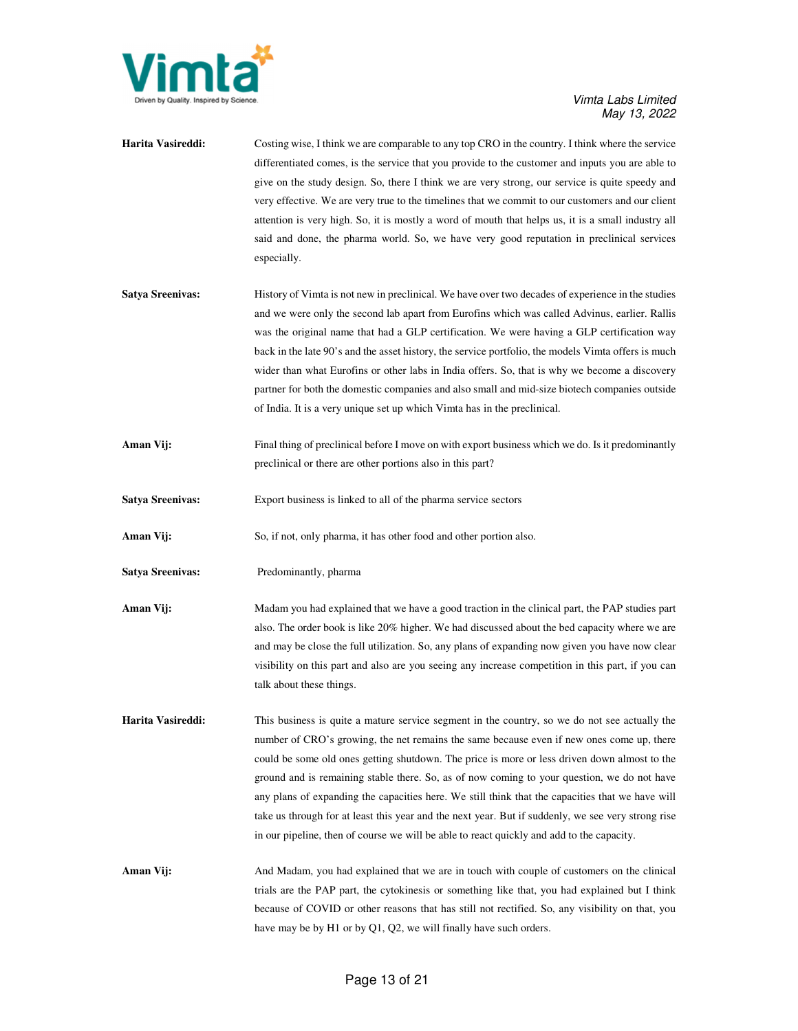**Harita Vasireddi:** Costing wise, I think we are comparable to any top CRO in the country. I think where the service differentiated comes, is the service that you provide to the customer and inputs you are able to give on the study design. So, there I think we are very strong, our service is quite speedy and very effective. We are very true to the timelines that we commit to our customers and our client attention is very high. So, it is mostly a word of mouth that helps us, it is a small industry all said and done, the pharma world. So, we have very good reputation in preclinical services especially.

**Satya Sreenivas:** History of Vimta is not new in preclinical. We have over two decades of experience in the studies and we were only the second lab apart from Eurofins which was called Advinus, earlier. Rallis was the original name that had a GLP certification. We were having a GLP certification way back in the late 90's and the asset history, the service portfolio, the models Vimta offers is much wider than what Eurofins or other labs in India offers. So, that is why we become a discovery partner for both the domestic companies and also small and mid-size biotech companies outside of India. It is a very unique set up which Vimta has in the preclinical.

**Aman Vij:** Final thing of preclinical before I move on with export business which we do. Is it predominantly preclinical or there are other portions also in this part?

**Satya Sreenivas:** Export business is linked to all of the pharma service sectors

**Aman Vij:** So, if not, only pharma, it has other food and other portion also.

**Satya Sreenivas:** Predominantly, pharma

**Aman Vij:** Madam you had explained that we have a good traction in the clinical part, the PAP studies part also. The order book is like 20% higher. We had discussed about the bed capacity where we are and may be close the full utilization. So, any plans of expanding now given you have now clear visibility on this part and also are you seeing any increase competition in this part, if you can talk about these things.

**Harita Vasireddi:** This business is quite a mature service segment in the country, so we do not see actually the number of CRO's growing, the net remains the same because even if new ones come up, there could be some old ones getting shutdown. The price is more or less driven down almost to the ground and is remaining stable there. So, as of now coming to your question, we do not have any plans of expanding the capacities here. We still think that the capacities that we have will take us through for at least this year and the next year. But if suddenly, we see very strong rise in our pipeline, then of course we will be able to react quickly and add to the capacity.

**Aman Vij:** And Madam, you had explained that we are in touch with couple of customers on the clinical trials are the PAP part, the cytokinesis or something like that, you had explained but I think because of COVID or other reasons that has still not rectified. So, any visibility on that, you have may be by H1 or by Q1, Q2, we will finally have such orders.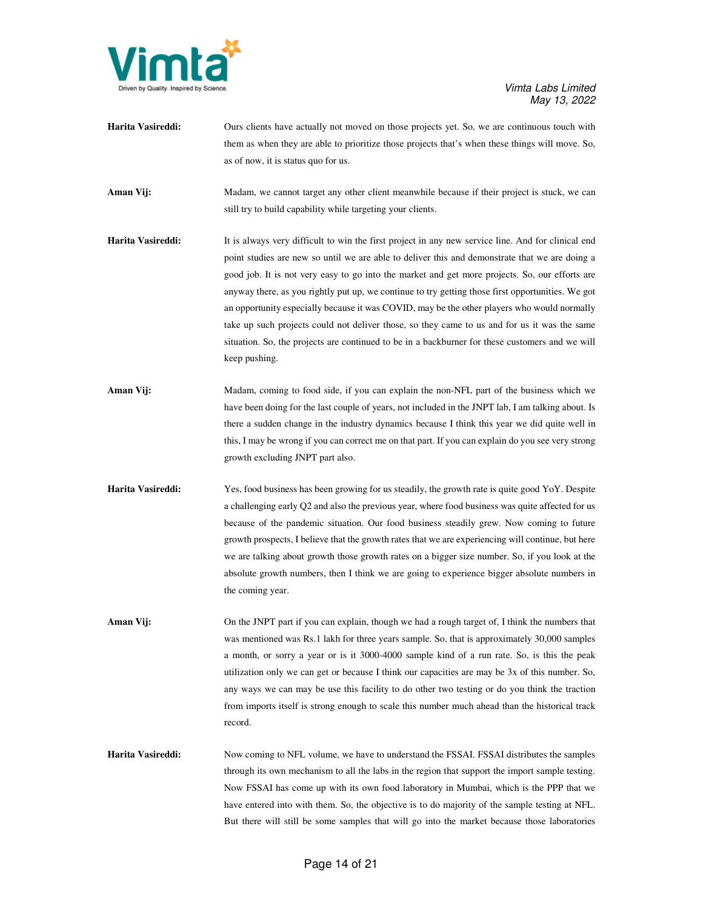**Harita Vasireddi:** Ours clients have actually not moved on those projects yet. So, we are continuous touch with them as when they are able to prioritize those projects that's when these things will move. So, as of now, it is status quo for us.

**Aman Vij:** Madam, we cannot target any other client meanwhile because if their project is stuck, we can still try to build capability while targeting your clients.

**Harita Vasireddi:** It is always very difficult to win the first project in any new service line. And for clinical end point studies are new so until we are able to deliver this and demonstrate that we are doing a good job. It is not very easy to go into the market and get more projects. So, our efforts are anyway there, as you rightly put up, we continue to try getting those first opportunities. We got an opportunity especially because it was COVID, may be the other players who would normally take up such projects could not deliver those, so they came to us and for us it was the same situation. So, the projects are continued to be in a backburner for these customers and we will keep pushing.

**Aman Vij:** Madam, coming to food side, if you can explain the non-NFL part of the business which we have been doing for the last couple of years, not included in the JNPT lab, I am talking about. Is there a sudden change in the industry dynamics because I think this year we did quite well in this, I may be wrong if you can correct me on that part. If you can explain do you see very strong growth excluding JNPT part also.

**Harita Vasireddi:** Yes, food business has been growing for us steadily, the growth rate is quite good YoY. Despite a challenging early Q2 and also the previous year, where food business was quite affected for us because of the pandemic situation. Our food business steadily grew. Now coming to future growth prospects, I believe that the growth rates that we are experiencing will continue, but here we are talking about growth those growth rates on a bigger size number. So, if you look at the absolute growth numbers, then I think we are going to experience bigger absolute numbers in the coming year.

**Aman Vij:** On the JNPT part if you can explain, though we had a rough target of, I think the numbers that was mentioned was Rs.1 lakh for three years sample. So, that is approximately 30,000 samples a month, or sorry a year or is it 3000-4000 sample kind of a run rate. So, is this the peak utilization only we can get or because I think our capacities are may be 3x of this number. So, any ways we can may be use this facility to do other two testing or do you think the traction from imports itself is strong enough to scale this number much ahead than the historical track record.

**Harita Vasireddi:** Now coming to NFL volume, we have to understand the FSSAI. FSSAI distributes the samples through its own mechanism to all the labs in the region that support the import sample testing. Now FSSAI has come up with its own food laboratory in Mumbai, which is the PPP that we have entered into with them. So, the objective is to do majority of the sample testing at NFL. But there will still be some samples that will go into the market because those laboratories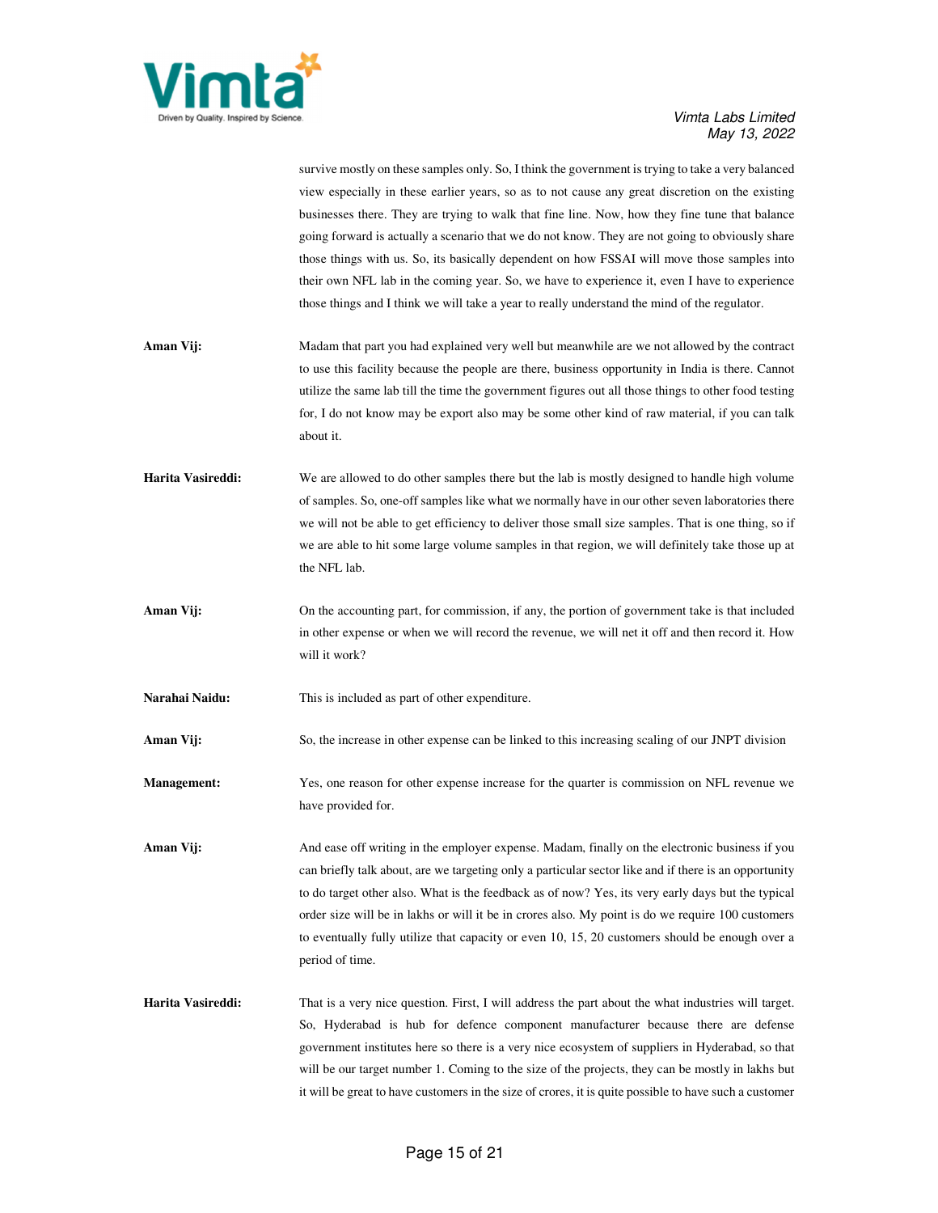survive mostly on these samples only. So, I think the government is trying to take a very balanced view especially in these earlier years, so as to not cause any great discretion on the existing businesses there. They are trying to walk that fine line. Now, how they fine tune that balance going forward is actually a scenario that we do not know. They are not going to obviously share those things with us. So, its basically dependent on how FSSAI will move those samples into their own NFL lab in the coming year. So, we have to experience it, even I have to experience those things and I think we will take a year to really understand the mind of the regulator.

**Aman Vij:** Madam that part you had explained very well but meanwhile are we not allowed by the contract to use this facility because the people are there, business opportunity in India is there. Cannot utilize the same lab till the time the government figures out all those things to other food testing for, I do not know may be export also may be some other kind of raw material, if you can talk about it.

**Harita Vasireddi:** We are allowed to do other samples there but the lab is mostly designed to handle high volume of samples. So, one-off samples like what we normally have in our other seven laboratories there we will not be able to get efficiency to deliver those small size samples. That is one thing, so if we are able to hit some large volume samples in that region, we will definitely take those up at the NFL lab.

**Aman Vij:** On the accounting part, for commission, if any, the portion of government take is that included in other expense or when we will record the revenue, we will net it off and then record it. How will it work?

**Narahai Naidu:** This is included as part of other expenditure.

**Aman Vij:** So, the increase in other expense can be linked to this increasing scaling of our JNPT division

**Management:** Yes, one reason for other expense increase for the quarter is commission on NFL revenue we have provided for.

**Aman Vij:** And ease off writing in the employer expense. Madam, finally on the electronic business if you can briefly talk about, are we targeting only a particular sector like and if there is an opportunity to do target other also. What is the feedback as of now? Yes, its very early days but the typical order size will be in lakhs or will it be in crores also. My point is do we require 100 customers to eventually fully utilize that capacity or even 10, 15, 20 customers should be enough over a period of time.

**Harita Vasireddi:** That is a very nice question. First, I will address the part about the what industries will target. So, Hyderabad is hub for defence component manufacturer because there are defense government institutes here so there is a very nice ecosystem of suppliers in Hyderabad, so that will be our target number 1. Coming to the size of the projects, they can be mostly in lakhs but it will be great to have customers in the size of crores, it is quite possible to have such a customer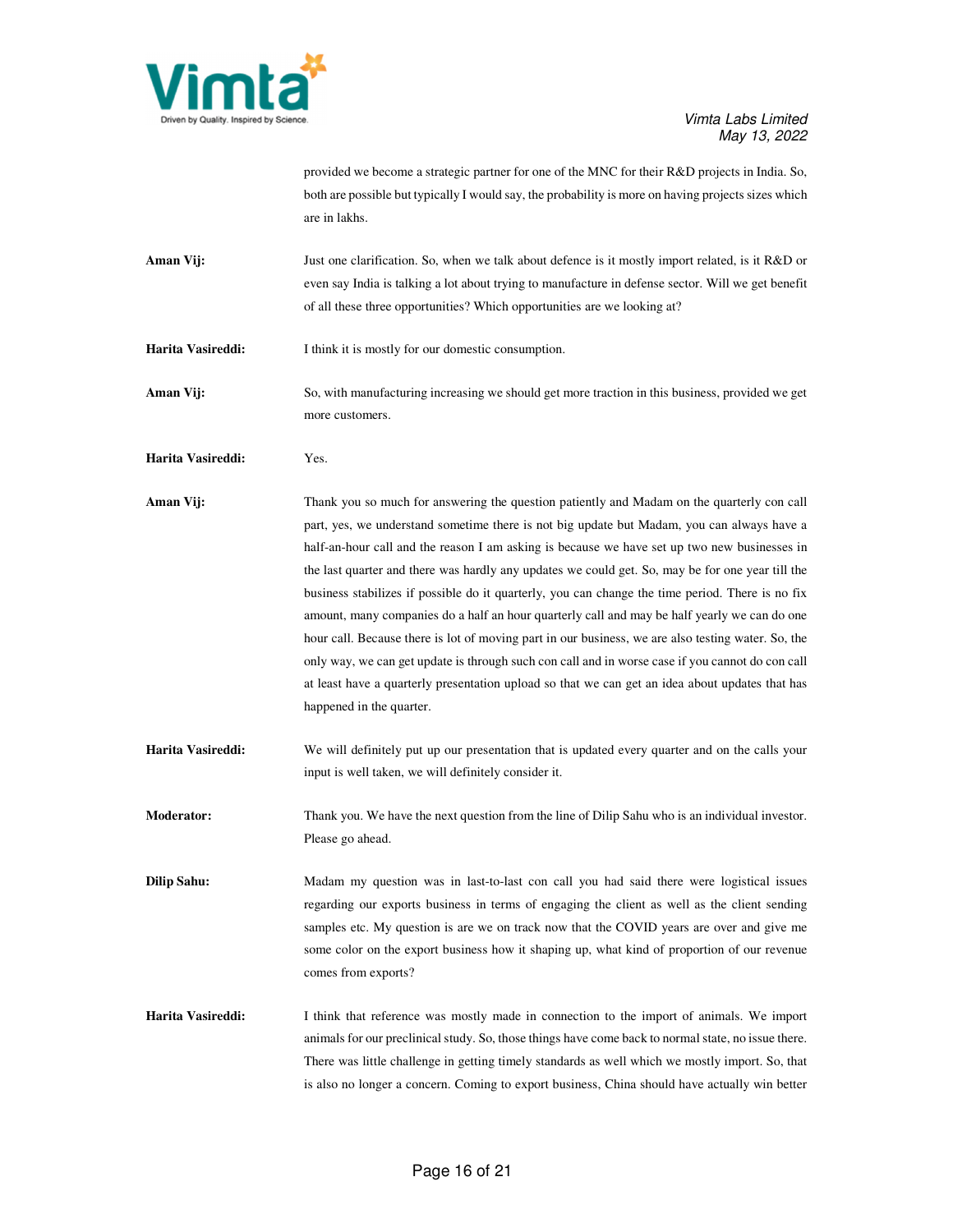provided we become a strategic partner for one of the MNC for their R&D projects in India. So, both are possible but typically I would say, the probability is more on having projects sizes which are in lakhs.

**Aman Vij:** Just one clarification. So, when we talk about defence is it mostly import related, is it R&D or even say India is talking a lot about trying to manufacture in defense sector. Will we get benefit of all these three opportunities? Which opportunities are we looking at?

**Harita Vasireddi:** I think it is mostly for our domestic consumption.

**Aman Vij:** So, with manufacturing increasing we should get more traction in this business, provided we get more customers.

**Harita Vasireddi:** Yes.

**Aman Vij:** Thank you so much for answering the question patiently and Madam on the quarterly con call part, yes, we understand sometime there is not big update but Madam, you can always have a half-an-hour call and the reason I am asking is because we have set up two new businesses in the last quarter and there was hardly any updates we could get. So, may be for one year till the business stabilizes if possible do it quarterly, you can change the time period. There is no fix amount, many companies do a half an hour quarterly call and may be half yearly we can do one hour call. Because there is lot of moving part in our business, we are also testing water. So, the only way, we can get update is through such con call and in worse case if you cannot do con call at least have a quarterly presentation upload so that we can get an idea about updates that has happened in the quarter.

**Harita Vasireddi:** We will definitely put up our presentation that is updated every quarter and on the calls your input is well taken, we will definitely consider it.

**Moderator:** Thank you. We have the next question from the line of Dilip Sahu who is an individual investor. Please go ahead.

**Dilip Sahu:** Madam my question was in last-to-last con call you had said there were logistical issues regarding our exports business in terms of engaging the client as well as the client sending samples etc. My question is are we on track now that the COVID years are over and give me some color on the export business how it shaping up, what kind of proportion of our revenue comes from exports?

**Harita Vasireddi:** I think that reference was mostly made in connection to the import of animals. We import animals for our preclinical study. So, those things have come back to normal state, no issue there. There was little challenge in getting timely standards as well which we mostly import. So, that is also no longer a concern. Coming to export business, China should have actually win better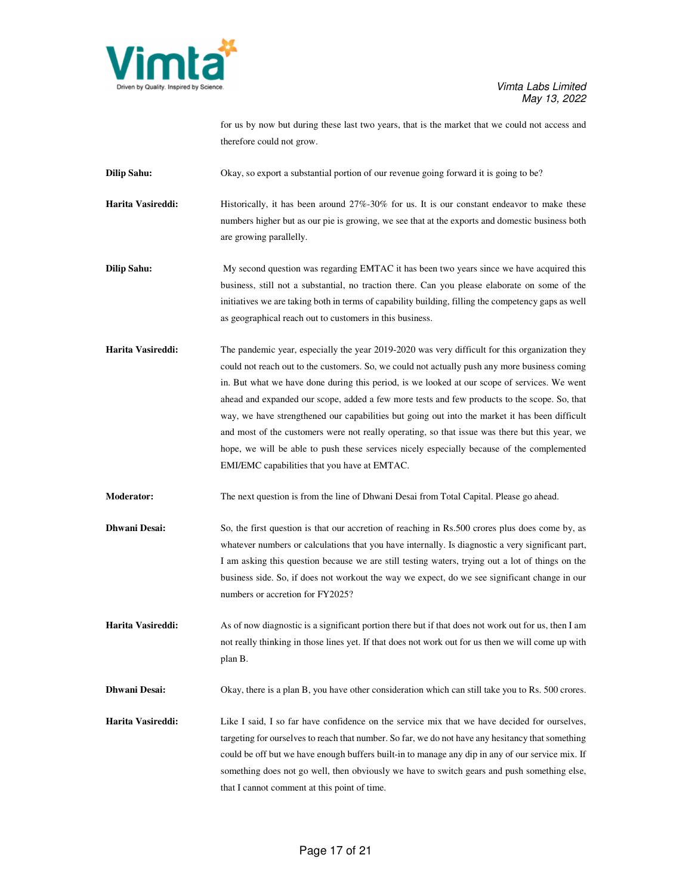for us by now but during these last two years, that is the market that we could not access and therefore could not grow.

**Dilip Sahu:** Okay, so export a substantial portion of our revenue going forward it is going to be?

**Harita Vasireddi:** Historically, it has been around 27%-30% for us. It is our constant endeavor to make these numbers higher but as our pie is growing, we see that at the exports and domestic business both are growing parallelly.

**Dilip Sahu:** My second question was regarding EMTAC it has been two years since we have acquired this business, still not a substantial, no traction there. Can you please elaborate on some of the initiatives we are taking both in terms of capability building, filling the competency gaps as well as geographical reach out to customers in this business.

**Harita Vasireddi:** The pandemic year, especially the year 2019-2020 was very difficult for this organization they could not reach out to the customers. So, we could not actually push any more business coming in. But what we have done during this period, is we looked at our scope of services. We went ahead and expanded our scope, added a few more tests and few products to the scope. So, that way, we have strengthened our capabilities but going out into the market it has been difficult and most of the customers were not really operating, so that issue was there but this year, we hope, we will be able to push these services nicely especially because of the complemented EMI/EMC capabilities that you have at EMTAC.

**Moderator:** The next question is from the line of Dhwani Desai from Total Capital. Please go ahead.

**Dhwani Desai:** So, the first question is that our accretion of reaching in Rs.500 crores plus does come by, as whatever numbers or calculations that you have internally. Is diagnostic a very significant part, I am asking this question because we are still testing waters, trying out a lot of things on the business side. So, if does not workout the way we expect, do we see significant change in our numbers or accretion for FY2025?

**Harita Vasireddi:** As of now diagnostic is a significant portion there but if that does not work out for us, then I am not really thinking in those lines yet. If that does not work out for us then we will come up with plan B.

**Dhwani Desai:** Okay, there is a plan B, you have other consideration which can still take you to Rs. 500 crores.

**Harita Vasireddi:** Like I said, I so far have confidence on the service mix that we have decided for ourselves, targeting for ourselves to reach that number. So far, we do not have any hesitancy that something could be off but we have enough buffers built-in to manage any dip in any of our service mix. If something does not go well, then obviously we have to switch gears and push something else, that I cannot comment at this point of time.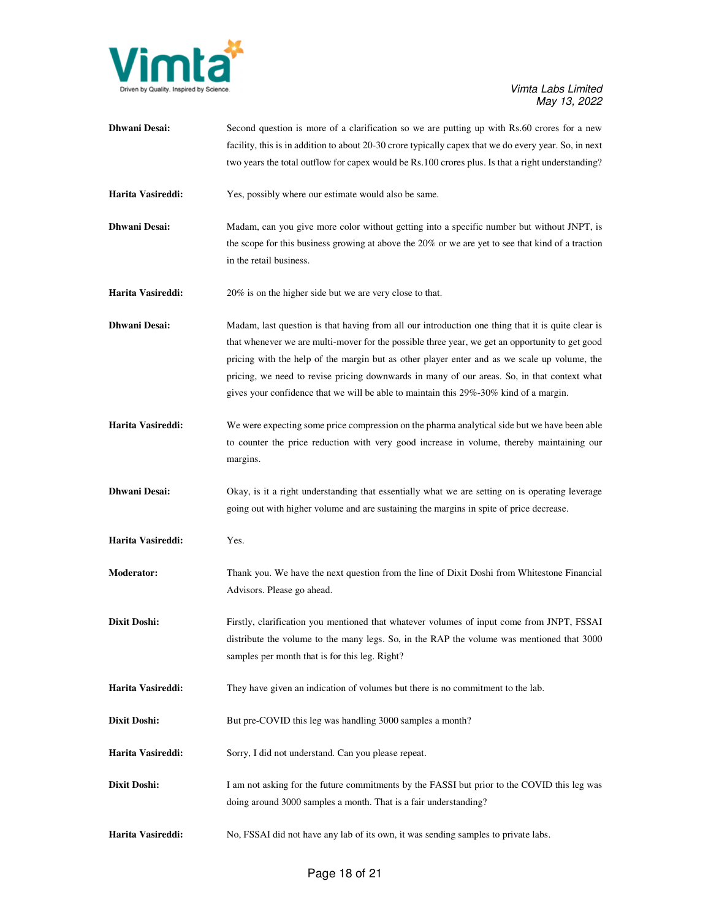**Dhwani Desai:** Second question is more of a clarification so we are putting up with Rs.60 crores for a new facility, this is in addition to about 20-30 crore typically capex that we do every year. So, in next two years the total outflow for capex would be Rs.100 crores plus. Is that a right understanding?

**Harita Vasireddi:** Yes, possibly where our estimate would also be same.

**Dhwani Desai:** Madam, can you give more color without getting into a specific number but without JNPT, is the scope for this business growing at above the 20% or we are yet to see that kind of a traction in the retail business.

**Harita Vasireddi:** 20% is on the higher side but we are very close to that.

**Dhwani Desai:** Madam, last question is that having from all our introduction one thing that it is quite clear is that whenever we are multi-mover for the possible three year, we get an opportunity to get good pricing with the help of the margin but as other player enter and as we scale up volume, the pricing, we need to revise pricing downwards in many of our areas. So, in that context what gives your confidence that we will be able to maintain this 29%-30% kind of a margin.

**Harita Vasireddi:** We were expecting some price compression on the pharma analytical side but we have been able to counter the price reduction with very good increase in volume, thereby maintaining our margins.

**Dhwani Desai:** Okay, is it a right understanding that essentially what we are setting on is operating leverage going out with higher volume and are sustaining the margins in spite of price decrease.

**Harita Vasireddi:** Yes.

**Moderator:** Thank you. We have the next question from the line of Dixit Doshi from Whitestone Financial Advisors. Please go ahead.

**Dixit Doshi:** Firstly, clarification you mentioned that whatever volumes of input come from JNPT, FSSAI distribute the volume to the many legs. So, in the RAP the volume was mentioned that 3000 samples per month that is for this leg. Right?

**Harita Vasireddi:** They have given an indication of volumes but there is no commitment to the lab.

**Dixit Doshi:** But pre-COVID this leg was handling 3000 samples a month?

**Harita Vasireddi:** Sorry, I did not understand. Can you please repeat.

**Dixit Doshi:** I am not asking for the future commitments by the FASSI but prior to the COVID this leg was doing around 3000 samples a month. That is a fair understanding?

**Harita Vasireddi:** No, FSSAI did not have any lab of its own, it was sending samples to private labs.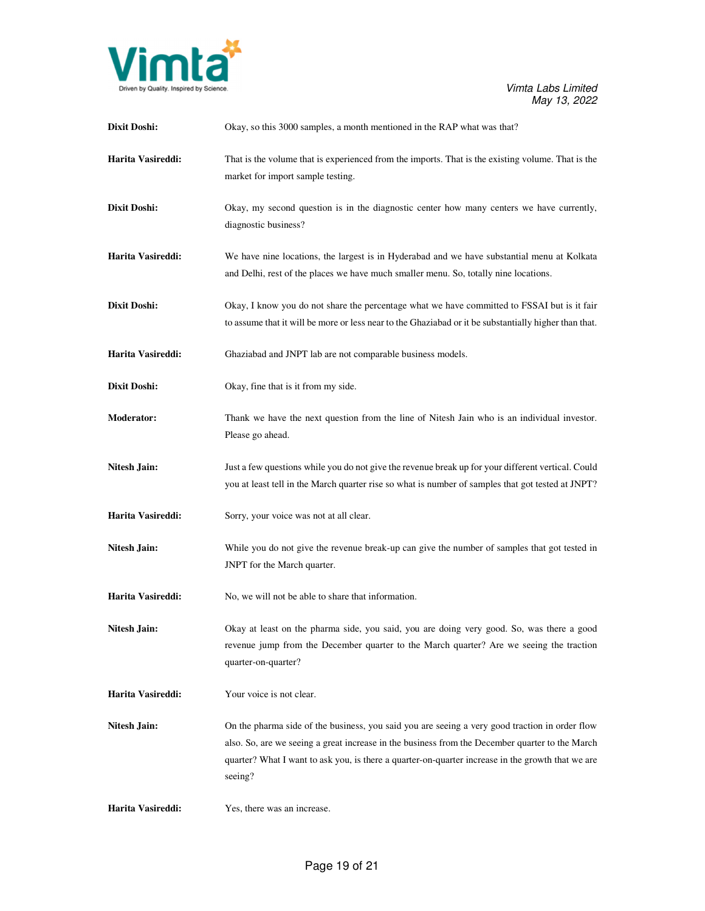**Dixit Doshi:** Okay, so this 3000 samples, a month mentioned in the RAP what was that?

**Harita Vasireddi:** That is the volume that is experienced from the imports. That is the existing volume. That is the market for import sample testing.

**Dixit Doshi:** Okay, my second question is in the diagnostic center how many centers we have currently, diagnostic business?

**Harita Vasireddi:** We have nine locations, the largest is in Hyderabad and we have substantial menu at Kolkata and Delhi, rest of the places we have much smaller menu. So, totally nine locations.

**Dixit Doshi:** Okay, I know you do not share the percentage what we have committed to FSSAI but is it fair to assume that it will be more or less near to the Ghaziabad or it be substantially higher than that.

**Harita Vasireddi:** Ghaziabad and JNPT lab are not comparable business models.

**Dixit Doshi:** Okay, fine that is it from my side.

**Moderator:** Thank we have the next question from the line of Nitesh Jain who is an individual investor. Please go ahead.

**Nitesh Jain:** Just a few questions while you do not give the revenue break up for your different vertical. Could you at least tell in the March quarter rise so what is number of samples that got tested at JNPT?

**Harita Vasireddi:** Sorry, your voice was not at all clear.

**Nitesh Jain:** While you do not give the revenue break-up can give the number of samples that got tested in JNPT for the March quarter.

**Harita Vasireddi:** No, we will not be able to share that information.

**Nitesh Jain:** Okay at least on the pharma side, you said, you are doing very good. So, was there a good revenue jump from the December quarter to the March quarter? Are we seeing the traction quarter-on-quarter?

**Harita Vasireddi:** Your voice is not clear.

**Nitesh Jain:** On the pharma side of the business, you said you are seeing a very good traction in order flow also. So, are we seeing a great increase in the business from the December quarter to the March quarter? What I want to ask you, is there a quarter-on-quarter increase in the growth that we are seeing?

**Harita Vasireddi:** Yes, there was an increase.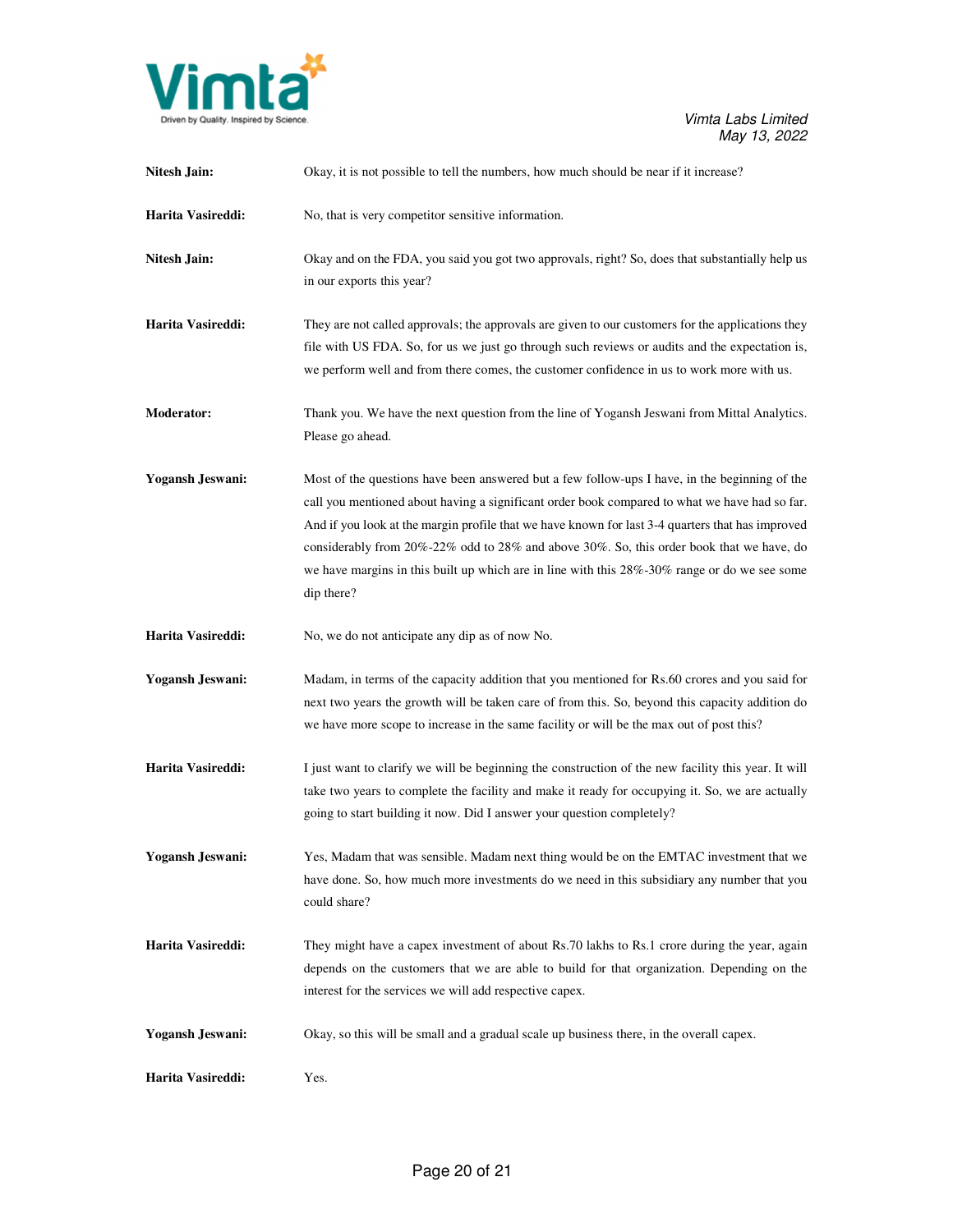**Nitesh Jain:** Okay, it is not possible to tell the numbers, how much should be near if it increase?

**Harita Vasireddi:** No, that is very competitor sensitive information.

**Nitesh Jain:** Okay and on the FDA, you said you got two approvals, right? So, does that substantially help us in our exports this year?

**Harita Vasireddi:** They are not called approvals; the approvals are given to our customers for the applications they file with US FDA. So, for us we just go through such reviews or audits and the expectation is, we perform well and from there comes, the customer confidence in us to work more with us.

**Moderator:** Thank you. We have the next question from the line of Yogansh Jeswani from Mittal Analytics. Please go ahead.

**Yogansh Jeswani:** Most of the questions have been answered but a few follow-ups I have, in the beginning of the call you mentioned about having a significant order book compared to what we have had so far. And if you look at the margin profile that we have known for last 3-4 quarters that has improved considerably from 20%-22% odd to 28% and above 30%. So, this order book that we have, do we have margins in this built up which are in line with this 28%-30% range or do we see some dip there?

**Harita Vasireddi:** No, we do not anticipate any dip as of now No.

**Yogansh Jeswani:** Madam, in terms of the capacity addition that you mentioned for Rs.60 crores and you said for next two years the growth will be taken care of from this. So, beyond this capacity addition do we have more scope to increase in the same facility or will be the max out of post this?

**Harita Vasireddi:** I just want to clarify we will be beginning the construction of the new facility this year. It will take two years to complete the facility and make it ready for occupying it. So, we are actually going to start building it now. Did I answer your question completely?

**Yogansh Jeswani:** Yes, Madam that was sensible. Madam next thing would be on the EMTAC investment that we have done. So, how much more investments do we need in this subsidiary any number that you could share?

**Harita Vasireddi:** They might have a capex investment of about Rs.70 lakhs to Rs.1 crore during the year, again depends on the customers that we are able to build for that organization. Depending on the interest for the services we will add respective capex.

**Yogansh Jeswani:** Okay, so this will be small and a gradual scale up business there, in the overall capex.

**Harita Vasireddi:** Yes.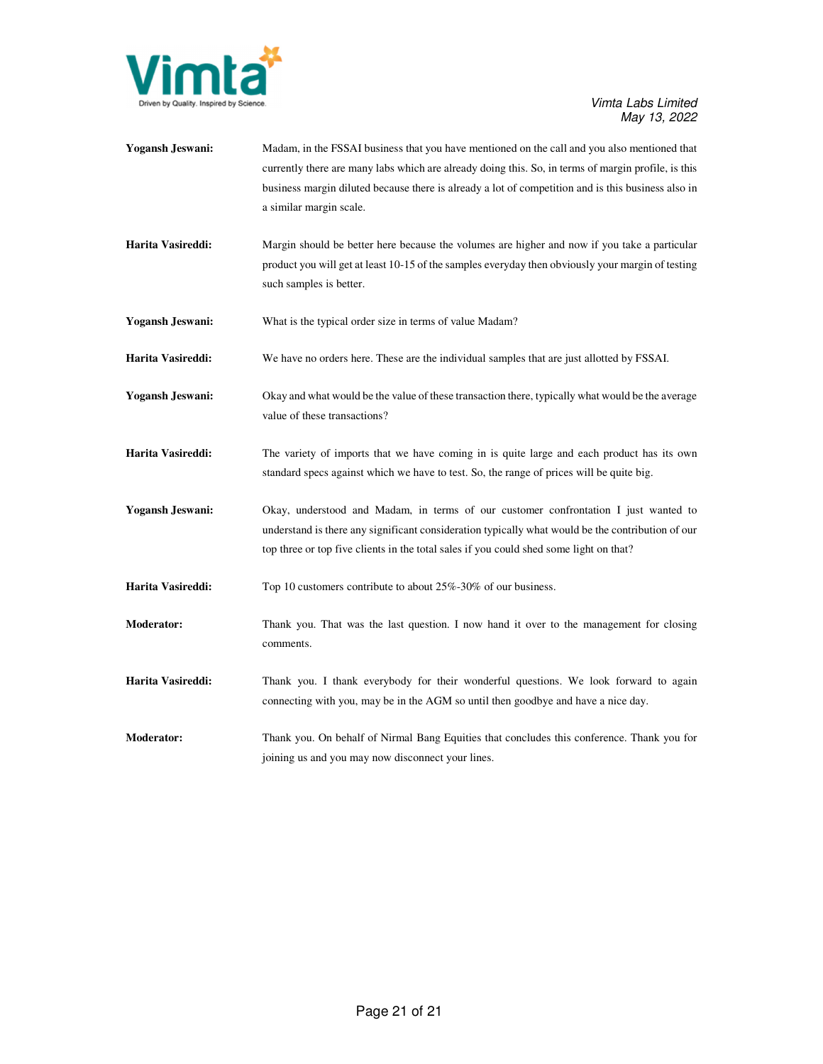**Yogansh Jeswani:** Madam, in the FSSAI business that you have mentioned on the call and you also mentioned that currently there are many labs which are already doing this. So, in terms of margin profile, is this business margin diluted because there is already a lot of competition and is this business also in a similar margin scale.

**Harita Vasireddi:** Margin should be better here because the volumes are higher and now if you take a particular product you will get at least 10-15 of the samples everyday then obviously your margin of testing such samples is better.

**Yogansh Jeswani:** What is the typical order size in terms of value Madam?

**Harita Vasireddi:** We have no orders here. These are the individual samples that are just allotted by FSSAI.

**Yogansh Jeswani:** Okay and what would be the value of these transaction there, typically what would be the average value of these transactions?

**Harita Vasireddi:** The variety of imports that we have coming in is quite large and each product has its own standard specs against which we have to test. So, the range of prices will be quite big.

**Yogansh Jeswani:** Okay, understood and Madam, in terms of our customer confrontation I just wanted to understand is there any significant consideration typically what would be the contribution of our top three or top five clients in the total sales if you could shed some light on that?

**Harita Vasireddi:** Top 10 customers contribute to about 25%-30% of our business.

**Moderator:** Thank you. That was the last question. I now hand it over to the management for closing comments.

**Harita Vasireddi:** Thank you. I thank everybody for their wonderful questions. We look forward to again connecting with you, may be in the AGM so until then goodbye and have a nice day.

**Moderator:** Thank you. On behalf of Nirmal Bang Equities that concludes this conference. Thank you for joining us and you may now disconnect your lines.